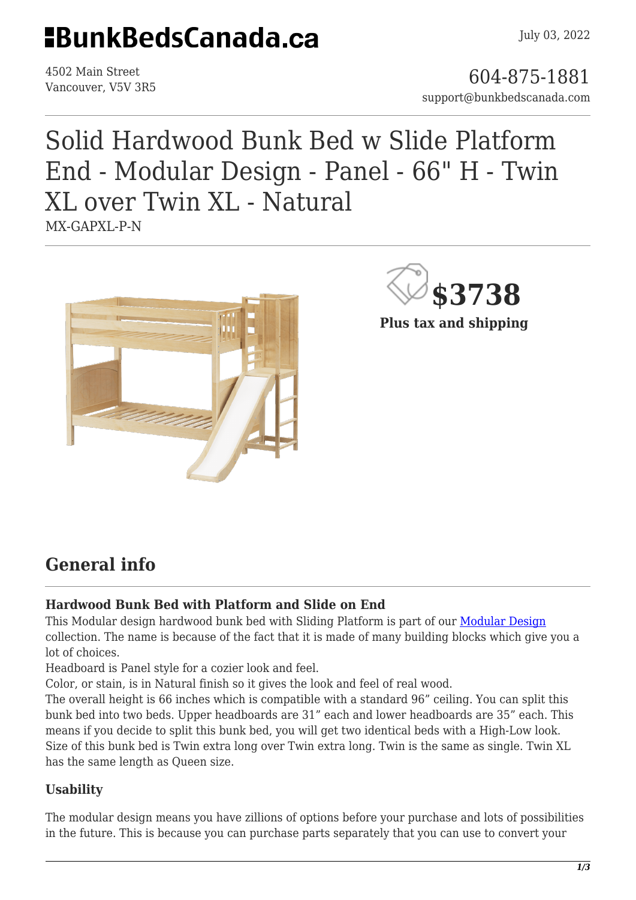# BunkBedsCanada.ca

July 03, 2022

4502 Main Street
Vancouver, V5V 3R5

604-875-1881
support@bunkbedscanada.com

# Solid Hardwood Bunk Bed w Slide Platform End - Modular Design - Panel - 66" H - Twin XL over Twin XL - Natural

MX-GAPXL-P-N

**$3738**

**Plus tax and shipping**

## General info

### Hardwood Bunk Bed with Platform and Slide on End

This Modular design hardwood bunk bed with Sliding Platform is part of our [Modular Design](#) collection. The name is because of the fact that it is made of many building blocks which give you a lot of choices.
Headboard is Panel style for a cozier look and feel.
Color, or stain, is in Natural finish so it gives the look and feel of real wood.
The overall height is 66 inches which is compatible with a standard 96" ceiling. You can split this bunk bed into two beds. Upper headboards are 31" each and lower headboards are 35" each. This means if you decide to split this bunk bed, you will get two identical beds with a High-Low look.
Size of this bunk bed is Twin extra long over Twin extra long. Twin is the same as single. Twin XL has the same length as Queen size.

### Usability

The modular design means you have zillions of options before your purchase and lots of possibilities in the future. This is because you can purchase parts separately that you can use to convert your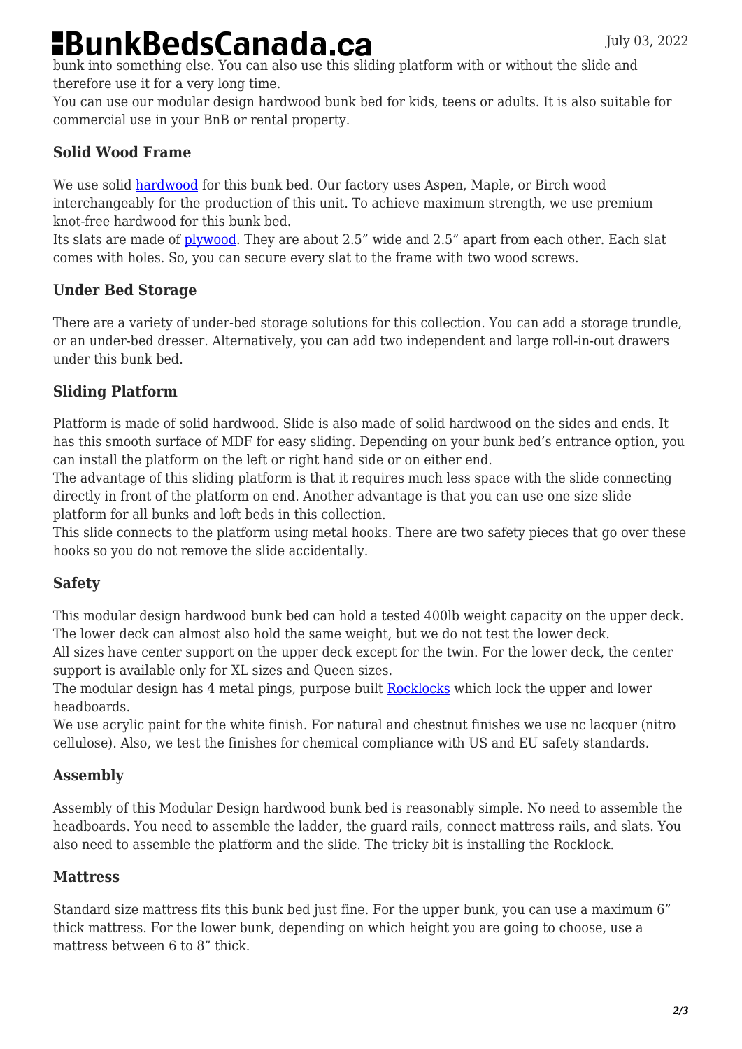bunk into something else. You can also use this sliding platform with or without the slide and therefore use it for a very long time.
You can use our modular design hardwood bunk bed for kids, teens or adults. It is also suitable for commercial use in your BnB or rental property.

### Solid Wood Frame

We use solid hardwood for this bunk bed. Our factory uses Aspen, Maple, or Birch wood interchangeably for the production of this unit. To achieve maximum strength, we use premium knot-free hardwood for this bunk bed.
Its slats are made of plywood. They are about 2.5” wide and 2.5” apart from each other. Each slat comes with holes. So, you can secure every slat to the frame with two wood screws.

### Under Bed Storage

There are a variety of under-bed storage solutions for this collection. You can add a storage trundle, or an under-bed dresser. Alternatively, you can add two independent and large roll-in-out drawers under this bunk bed.

### Sliding Platform

Platform is made of solid hardwood. Slide is also made of solid hardwood on the sides and ends. It has this smooth surface of MDF for easy sliding. Depending on your bunk bed’s entrance option, you can install the platform on the left or right hand side or on either end.
The advantage of this sliding platform is that it requires much less space with the slide connecting directly in front of the platform on end. Another advantage is that you can use one size slide platform for all bunks and loft beds in this collection.
This slide connects to the platform using metal hooks. There are two safety pieces that go over these hooks so you do not remove the slide accidentally.

### Safety

This modular design hardwood bunk bed can hold a tested 400lb weight capacity on the upper deck. The lower deck can almost also hold the same weight, but we do not test the lower deck.
All sizes have center support on the upper deck except for the twin. For the lower deck, the center support is available only for XL sizes and Queen sizes.
The modular design has 4 metal pings, purpose built Rocklocks which lock the upper and lower headboards.
We use acrylic paint for the white finish. For natural and chestnut finishes we use nc lacquer (nitro cellulose). Also, we test the finishes for chemical compliance with US and EU safety standards.

### Assembly

Assembly of this Modular Design hardwood bunk bed is reasonably simple. No need to assemble the headboards. You need to assemble the ladder, the guard rails, connect mattress rails, and slats. You also need to assemble the platform and the slide. The tricky bit is installing the Rocklock.

### Mattress

Standard size mattress fits this bunk bed just fine. For the upper bunk, you can use a maximum 6” thick mattress. For the lower bunk, depending on which height you are going to choose, use a mattress between 6 to 8” thick.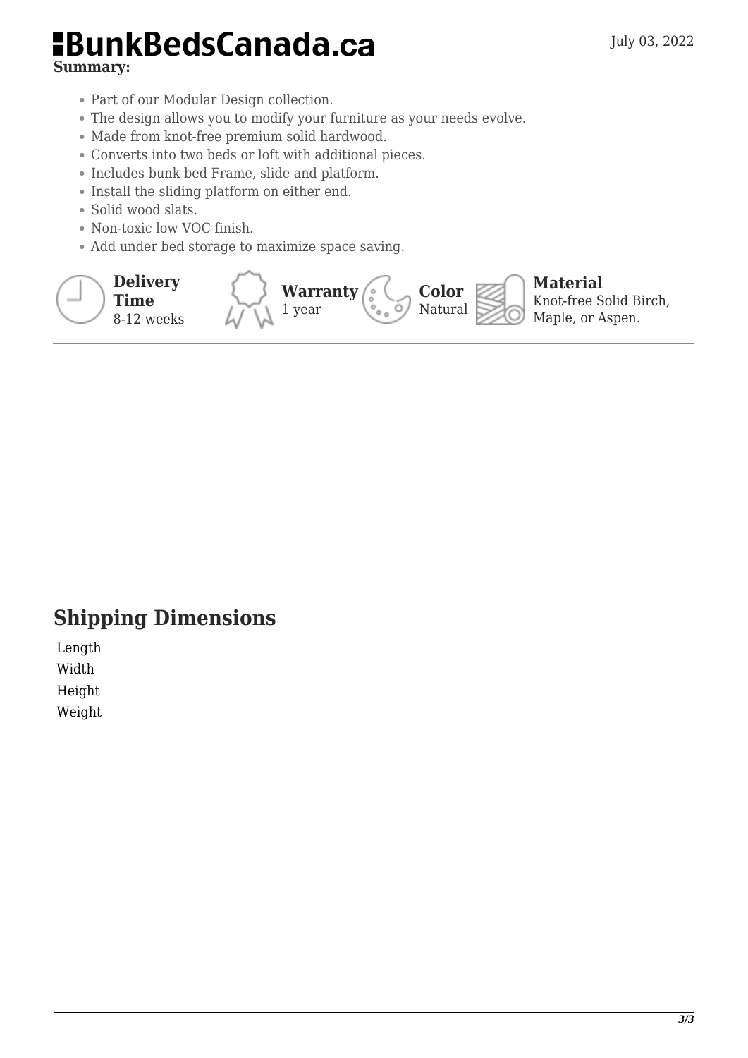**Summary:**

- Part of our Modular Design collection.
- The design allows you to modify your furniture as your needs evolve.
- Made from knot-free premium solid hardwood.
- Converts into two beds or loft with additional pieces.
- Includes bunk bed Frame, slide and platform.
- Install the sliding platform on either end.
- Solid wood slats.
- Non-toxic low VOC finish.
- Add under bed storage to maximize space saving.

**Delivery Time**
8-12 weeks

**Warranty**
1 year

**Color**
Natural

**Material**
Knot-free Solid Birch, Maple, or Aspen.

## Shipping Dimensions

| | |
|---|---|
| Length | |
| Width | |
| Height | |
| Weight | |